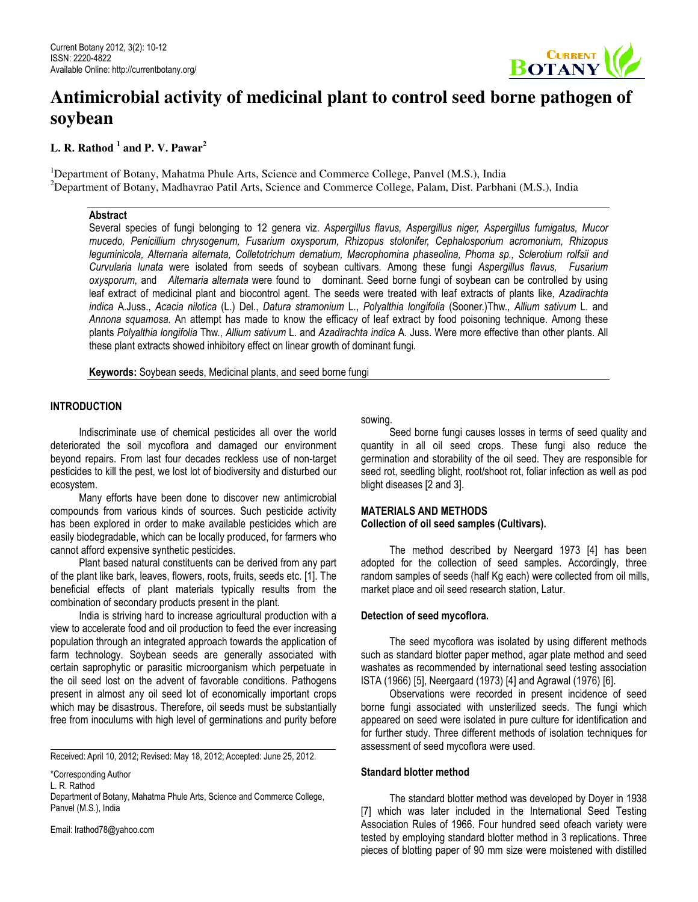# Antimicrobial activity of medicinal plant to control seed borne pathogen of soybean

**L. R. Rathod [1] and P. V. Pawar[2]**

[1]Department of Botany, Mahatma Phule Arts, Science and Commerce College, Panvel (M.S.), India
[2]Department of Botany, Madhavrao Patil Arts, Science and Commerce College, Palam, Dist. Parbhani (M.S.), India

## Abstract

Several species of fungi belonging to 12 genera viz. *Aspergillus flavus, Aspergillus niger, Aspergillus fumigatus, Mucor mucedo, Penicillium chrysogenum, Fusarium oxysporum, Rhizopus stolonifer, Cephalosporium acromonium, Rhizopus leguminicola, Alternaria alternata, Colletotrichum dematium, Macrophomina phaseolina, Phoma sp., Sclerotium rolfsii and Curvularia lunata* were isolated from seeds of soybean cultivars. Among these fungi *Aspergillus flavus, Fusarium oxysporum,* and *Alternaria alternata* were found to dominant. Seed borne fungi of soybean can be controlled by using leaf extract of medicinal plant and biocontrol agent. The seeds were treated with leaf extracts of plants like, *Azadirachta indica* A.Juss., *Acacia nilotica* (L.) Del., *Datura stramonium* L., *Polyalthia longifolia* (Sooner.)Thw., *Allium sativum* L. and *Annona squamosa.* An attempt has made to know the efficacy of leaf extract by food poisoning technique. Among these plants *Polyalthia longifolia* Thw., *Allium sativum* L. and *Azadirachta indica* A. Juss. Were more effective than other plants. All these plant extracts showed inhibitory effect on linear growth of dominant fungi.

**Keywords:** Soybean seeds, Medicinal plants, and seed borne fungi

## INTRODUCTION

Indiscriminate use of chemical pesticides all over the world deteriorated the soil mycoflora and damaged our environment beyond repairs. From last four decades reckless use of non-target pesticides to kill the pest, we lost lot of biodiversity and disturbed our ecosystem.

Many efforts have been done to discover new antimicrobial compounds from various kinds of sources. Such pesticide activity has been explored in order to make available pesticides which are easily biodegradable, which can be locally produced, for farmers who cannot afford expensive synthetic pesticides.

Plant based natural constituents can be derived from any part of the plant like bark, leaves, flowers, roots, fruits, seeds etc. [1]. The beneficial effects of plant materials typically results from the combination of secondary products present in the plant.

India is striving hard to increase agricultural production with a view to accelerate food and oil production to feed the ever increasing population through an integrated approach towards the application of farm technology. Soybean seeds are generally associated with certain saprophytic or parasitic microorganism which perpetuate in the oil seed lost on the advent of favorable conditions. Pathogens present in almost any oil seed lot of economically important crops which may be disastrous. Therefore, oil seeds must be substantially free from inoculums with high level of germinations and purity before sowing.

Seed borne fungi causes losses in terms of seed quality and quantity in all oil seed crops. These fungi also reduce the germination and storability of the oil seed. They are responsible for seed rot, seedling blight, root/shoot rot, foliar infection as well as pod blight diseases [2 and 3].

## MATERIALS AND METHODS

### Collection of oil seed samples (Cultivars).

The method described by Neergard 1973 [4] has been adopted for the collection of seed samples. Accordingly, three random samples of seeds (half Kg each) were collected from oil mills, market place and oil seed research station, Latur.

### Detection of seed mycoflora.

The seed mycoflora was isolated by using different methods such as standard blotter paper method, agar plate method and seed washates as recommended by international seed testing association ISTA (1966) [5], Neergaard (1973) [4] and Agrawal (1976) [6].

Observations were recorded in present incidence of seed borne fungi associated with unsterilized seeds. The fungi which appeared on seed were isolated in pure culture for identification and for further study. Three different methods of isolation techniques for assessment of seed mycoflora were used.

### Standard blotter method

The standard blotter method was developed by Doyer in 1938 [7] which was later included in the International Seed Testing Association Rules of 1966. Four hundred seed ofeach variety were tested by employing standard blotter method in 3 replications. Three pieces of blotting paper of 90 mm size were moistened with distilled

---

Received: April 10, 2012; Revised: May 18, 2012; Accepted: June 25, 2012.

\*Corresponding Author
L. R. Rathod
Department of Botany, Mahatma Phule Arts, Science and Commerce College, Panvel (M.S.), India

Email: lrathod78@yahoo.com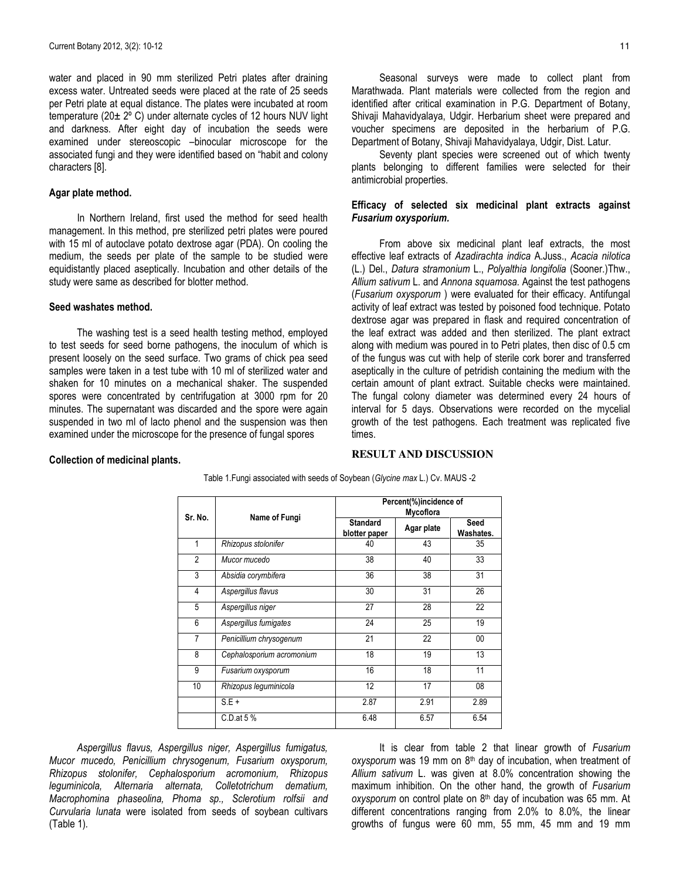water and placed in 90 mm sterilized Petri plates after draining excess water. Untreated seeds were placed at the rate of 25 seeds per Petri plate at equal distance. The plates were incubated at room temperature (20± 2º C) under alternate cycles of 12 hours NUV light and darkness. After eight day of incubation the seeds were examined under stereoscopic –binocular microscope for the associated fungi and they were identified based on "habit and colony characters [8].

**Agar plate method.**

In Northern Ireland, first used the method for seed health management. In this method, pre sterilized petri plates were poured with 15 ml of autoclave potato dextrose agar (PDA). On cooling the medium, the seeds per plate of the sample to be studied were equidistantly placed aseptically. Incubation and other details of the study were same as described for blotter method.

**Seed washates method.**

The washing test is a seed health testing method, employed to test seeds for seed borne pathogens, the inoculum of which is present loosely on the seed surface. Two grams of chick pea seed samples were taken in a test tube with 10 ml of sterilized water and shaken for 10 minutes on a mechanical shaker. The suspended spores were concentrated by centrifugation at 3000 rpm for 20 minutes. The supernatant was discarded and the spore were again suspended in two ml of lacto phenol and the suspension was then examined under the microscope for the presence of fungal spores

**Collection of medicinal plants.**

Seasonal surveys were made to collect plant from Marathwada. Plant materials were collected from the region and identified after critical examination in P.G. Department of Botany, Shivaji Mahavidyalaya, Udgir. Herbarium sheet were prepared and voucher specimens are deposited in the herbarium of P.G. Department of Botany, Shivaji Mahavidyalaya, Udgir, Dist. Latur.

Seventy plant species were screened out of which twenty plants belonging to different families were selected for their antimicrobial properties.

**Efficacy of selected six medicinal plant extracts against *Fusarium oxysporium.***

From above six medicinal plant leaf extracts, the most effective leaf extracts of *Azadirachta indica* A.Juss., *Acacia nilotica* (L.) Del., *Datura stramonium* L., *Polyalthia longifolia* (Sooner.)Thw., *Allium sativum* L. and *Annona squamosa.* Against the test pathogens (*Fusarium oxysporum* ) were evaluated for their efficacy. Antifungal activity of leaf extract was tested by poisoned food technique. Potato dextrose agar was prepared in flask and required concentration of the leaf extract was added and then sterilized. The plant extract along with medium was poured in to Petri plates, then disc of 0.5 cm of the fungus was cut with help of sterile cork borer and transferred aseptically in the culture of petridish containing the medium with the certain amount of plant extract. Suitable checks were maintained. The fungal colony diameter was determined every 24 hours of interval for 5 days. Observations were recorded on the mycelial growth of the test pathogens. Each treatment was replicated five times.

## RESULT AND DISCUSSION

Table 1.Fungi associated with seeds of Soybean (*Glycine max* L.) Cv. MAUS -2

| Sr. No. | Name of Fungi | Percent(%)incidence of Mycoflora | | |
|---|---|---|---|---|
| | | Standard blotter paper | Agar plate | Seed Washates. |
| 1 | *Rhizopus stolonifer* | 40 | 43 | 35 |
| 2 | *Mucor mucedo* | 38 | 40 | 33 |
| 3 | *Absidia corymbifera* | 36 | 38 | 31 |
| 4 | *Aspergillus flavus* | 30 | 31 | 26 |
| 5 | *Aspergillus niger* | 27 | 28 | 22 |
| 6 | *Aspergillus fumigates* | 24 | 25 | 19 |
| 7 | *Penicillium chrysogenum* | 21 | 22 | 00 |
| 8 | *Cephalosporium acromonium* | 18 | 19 | 13 |
| 9 | *Fusarium oxysporum* | 16 | 18 | 11 |
| 10 | *Rhizopus leguminicola* | 12 | 17 | 08 |
| | S.E + | 2.87 | 2.91 | 2.89 |
| | C.D.at 5 % | 6.48 | 6.57 | 6.54 |

*Aspergillus flavus, Aspergillus niger, Aspergillus fumigatus, Mucor mucedo, Penicillium chrysogenum, Fusarium oxysporum, Rhizopus stolonifer, Cephalosporium acromonium, Rhizopus leguminicola, Alternaria alternata, Colletotrichum dematium, Macrophomina phaseolina, Phoma sp., Sclerotium rolfsii and Curvularia lunata* were isolated from seeds of soybean cultivars (Table 1).

It is clear from table 2 that linear growth of *Fusarium oxysporum* was 19 mm on 8th day of incubation, when treatment of *Allium sativum* L. was given at 8.0% concentration showing the maximum inhibition. On the other hand, the growth of *Fusarium oxysporum* on control plate on 8th day of incubation was 65 mm. At different concentrations ranging from 2.0% to 8.0%, the linear growths of fungus were 60 mm, 55 mm, 45 mm and 19 mm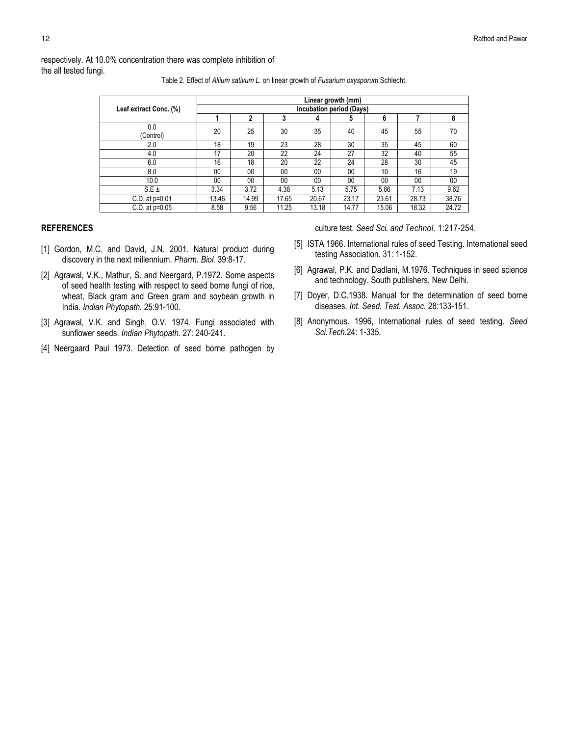respectively. At 10.0% concentration there was complete inhibition of the all tested fungi.

Table 2. Effect of *Allium sativum L.* on linear growth of *Fusarium oxysporum* Schlecht.

| Leaf extract Conc. (%) | Linear growth (mm) | | | | | | | |
|---|---|---|---|---|---|---|---|---|
| | Incubation period (Days) | | | | | | | |
| | 1 | 2 | 3 | 4 | 5 | 6 | 7 | 8 |
| 0.0 (Control) | 20 | 25 | 30 | 35 | 40 | 45 | 55 | 70 |
| 2.0 | 18 | 19 | 23 | 28 | 30 | 35 | 45 | 60 |
| 4.0 | 17 | 20 | 22 | 24 | 27 | 32 | 40 | 55 |
| 6.0 | 16 | 18 | 20 | 22 | 24 | 28 | 30 | 45 |
| 8.0 | 00 | 00 | 00 | 00 | 00 | 10 | 16 | 19 |
| 10.0 | 00 | 00 | 00 | 00 | 00 | 00 | 00 | 00 |
| S.E ± | 3.34 | 3.72 | 4.38 | 5.13 | 5.75 | 5.86 | 7.13 | 9.62 |
| C.D. at p=0.01 | 13.46 | 14.99 | 17.65 | 20.67 | 23.17 | 23.61 | 28.73 | 38.76 |
| C.D. at p=0.05 | 8.58 | 9.56 | 11.25 | 13.18 | 14.77 | 15.06 | 18.32 | 24.72 |

## REFERENCES

[1] Gordon, M.C. and David, J.N. 2001. Natural product during discovery in the next millennium. *Pharm. Biol.* 39:8-17.

[2] Agrawal, V.K., Mathur, S. and Neergard, P.1972. Some aspects of seed health testing with respect to seed borne fungi of rice, wheat, Black gram and Green gram and soybean growth in India. *Indian Phytopath.* 25:91-100.

[3] Agrawal, V.K. and Singh, O.V. 1974. Fungi associated with sunflower seeds. *Indian Phytopath.* 27: 240-241.

[4] Neergaard Paul 1973. Detection of seed borne pathogen by culture test. *Seed Sci. and Technol*. 1:217-254.

[5] ISTA 1966. International rules of seed Testing. International seed testing Association. 31: 1-152.

[6] Agrawal, P.K. and Dadlani, M.1976. Techniques in seed science and technology. South publishers, New Delhi.

[7] Doyer, D.C.1938. Manual for the determination of seed borne diseases. *Int. Seed. Test. Assoc.* 28:133-151.

[8] Anonymous. 1996, International rules of seed testing. *Seed Sci.Tech.*24: 1-335.